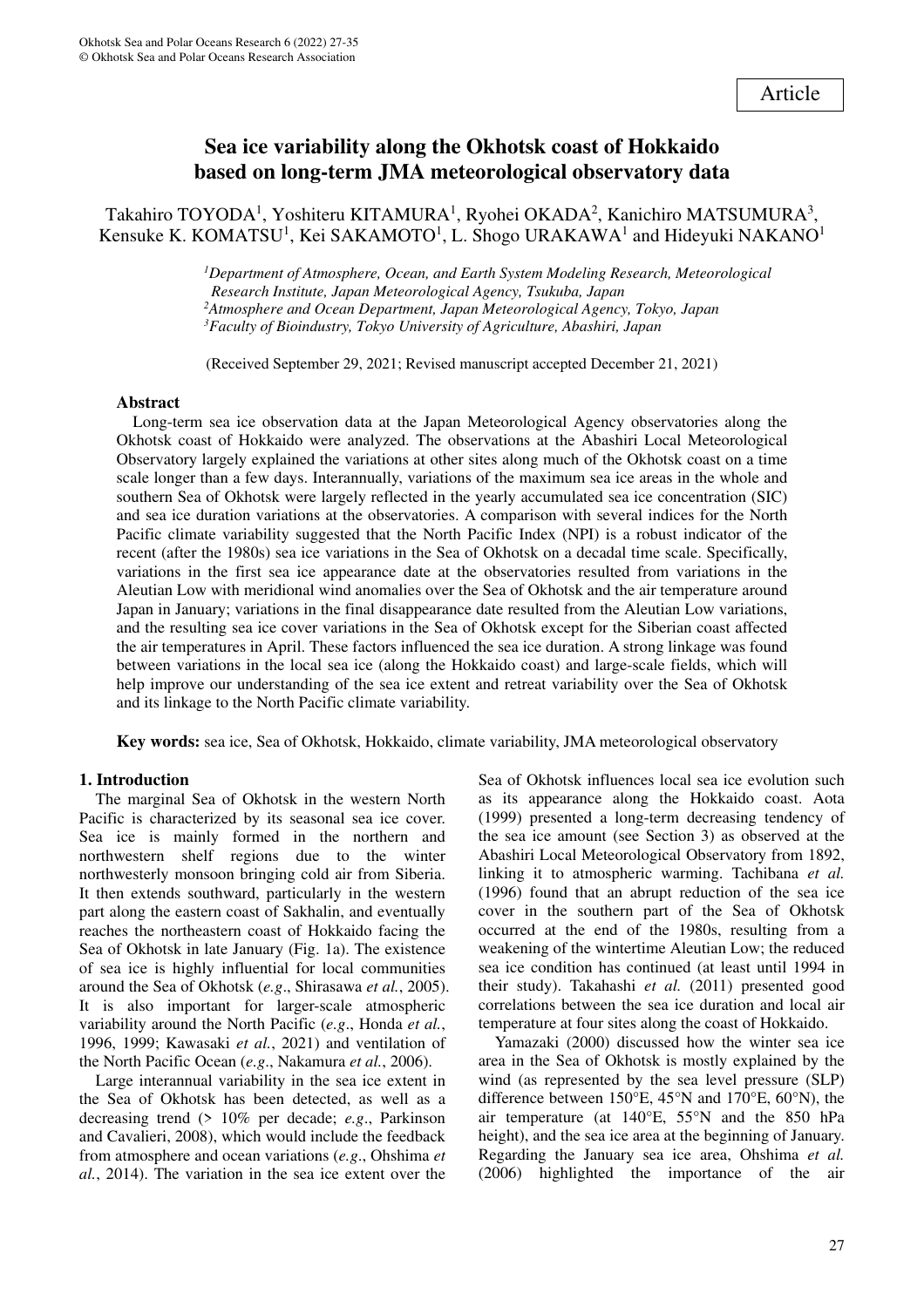Article

# Sea ice variability along the Okhotsk coast of Hokkaido based on long-term JMA meteorological observatory data

Takahiro TOYODA[1], Yoshiteru KITAMURA[1], Ryohei OKADA[2], Kanichiro MATSUMURA[3], Kensuke K. KOMATSU[1], Kei SAKAMOTO[1], L. Shogo URAKAWA[1] and Hideyuki NAKANO[1]

[1]Department of Atmosphere, Ocean, and Earth System Modeling Research, Meteorological Research Institute, Japan Meteorological Agency, Tsukuba, Japan
[2]Atmosphere and Ocean Department, Japan Meteorological Agency, Tokyo, Japan
[3]Faculty of Bioindustry, Tokyo University of Agriculture, Abashiri, Japan

(Received September 29, 2021; Revised manuscript accepted December 21, 2021)

### Abstract

Long-term sea ice observation data at the Japan Meteorological Agency observatories along the Okhotsk coast of Hokkaido were analyzed. The observations at the Abashiri Local Meteorological Observatory largely explained the variations at other sites along much of the Okhotsk coast on a time scale longer than a few days. Interannually, variations of the maximum sea ice areas in the whole and southern Sea of Okhotsk were largely reflected in the yearly accumulated sea ice concentration (SIC) and sea ice duration variations at the observatories. A comparison with several indices for the North Pacific climate variability suggested that the North Pacific Index (NPI) is a robust indicator of the recent (after the 1980s) sea ice variations in the Sea of Okhotsk on a decadal time scale. Specifically, variations in the first sea ice appearance date at the observatories resulted from variations in the Aleutian Low with meridional wind anomalies over the Sea of Okhotsk and the air temperature around Japan in January; variations in the final disappearance date resulted from the Aleutian Low variations, and the resulting sea ice cover variations in the Sea of Okhotsk except for the Siberian coast affected the air temperatures in April. These factors influenced the sea ice duration. A strong linkage was found between variations in the local sea ice (along the Hokkaido coast) and large-scale fields, which will help improve our understanding of the sea ice extent and retreat variability over the Sea of Okhotsk and its linkage to the North Pacific climate variability.

**Key words:** sea ice, Sea of Okhotsk, Hokkaido, climate variability, JMA meteorological observatory

## 1. Introduction

The marginal Sea of Okhotsk in the western North Pacific is characterized by its seasonal sea ice cover. Sea ice is mainly formed in the northern and northwestern shelf regions due to the winter northwesterly monsoon bringing cold air from Siberia. It then extends southward, particularly in the western part along the eastern coast of Sakhalin, and eventually reaches the northeastern coast of Hokkaido facing the Sea of Okhotsk in late January (Fig. 1a). The existence of sea ice is highly influential for local communities around the Sea of Okhotsk (*e.g*., Shirasawa *et al.*, 2005). It is also important for larger-scale atmospheric variability around the North Pacific (*e.g*., Honda *et al.*, 1996, 1999; Kawasaki *et al.*, 2021) and ventilation of the North Pacific Ocean (*e.g*., Nakamura *et al.*, 2006).

Large interannual variability in the sea ice extent in the Sea of Okhotsk has been detected, as well as a decreasing trend (> 10% per decade; *e.g*., Parkinson and Cavalieri, 2008), which would include the feedback from atmosphere and ocean variations (*e.g*., Ohshima *et al.*, 2014). The variation in the sea ice extent over the Sea of Okhotsk influences local sea ice evolution such as its appearance along the Hokkaido coast. Aota (1999) presented a long-term decreasing tendency of the sea ice amount (see Section 3) as observed at the Abashiri Local Meteorological Observatory from 1892, linking it to atmospheric warming. Tachibana *et al.* (1996) found that an abrupt reduction of the sea ice cover in the southern part of the Sea of Okhotsk occurred at the end of the 1980s, resulting from a weakening of the wintertime Aleutian Low; the reduced sea ice condition has continued (at least until 1994 in their study). Takahashi *et al.* (2011) presented good correlations between the sea ice duration and local air temperature at four sites along the coast of Hokkaido.

Yamazaki (2000) discussed how the winter sea ice area in the Sea of Okhotsk is mostly explained by the wind (as represented by the sea level pressure (SLP) difference between 150°E, 45°N and 170°E, 60°N), the air temperature (at 140°E, 55°N and the 850 hPa height), and the sea ice area at the beginning of January. Regarding the January sea ice area, Ohshima *et al.* (2006) highlighted the importance of the air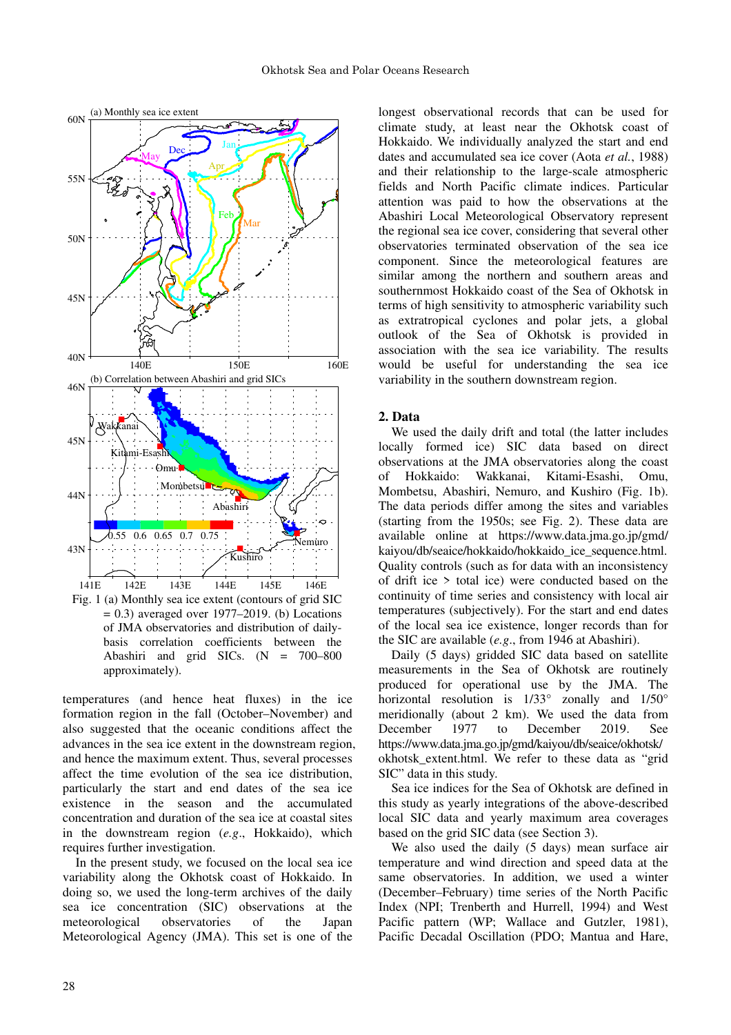(a) Monthly sea ice extent

60N
55N
50N
45N
40N
140E
150E
160E

May
Dec
Jan
Apr
Feb
Mar

(b) Correlation between Abashiri and grid SICs

46N
45N
44N
43N
141E
142E
143E
144E
145E
146E

Wakkanai
Kitami-Esashi
Omu
Mombetsu
Abashiri
Nemuro
Kushiro

0.55 0.6 0.65 0.7 0.75

Fig. 1 (a) Monthly sea ice extent (contours of grid SIC = 0.3) averaged over 1977–2019. (b) Locations of JMA observatories and distribution of daily-basis correlation coefficients between Abashiri and grid SICs. (N = 700–800 approximately).

temperatures (and hence heat fluxes) in the ice formation region in the fall (October–November) and also suggested that the oceanic conditions affect the advances in the sea ice extent in the downstream region, and hence the maximum extent. Thus, several processes affect the time evolution of the sea ice distribution, particularly the start and end dates of the sea ice existence in the season and the accumulated concentration and duration of the sea ice at coastal sites in the downstream region (*e.g*., Hokkaido), which requires further investigation.

In the present study, we focused on the local sea ice variability along the Okhotsk coast of Hokkaido. In doing so, we used the long-term archives of the daily sea ice concentration (SIC) observations at the meteorological observatories of the Japan Meteorological Agency (JMA). This set is one of the longest observational records that can be used for climate study, at least near the Okhotsk coast of Hokkaido. We individually analyzed the start and end dates and accumulated sea ice cover (Aota *et al.*, 1988) and their relationship to the large-scale atmospheric fields and North Pacific climate indices. Particular attention was paid to how the observations at the Abashiri Local Meteorological Observatory represent the regional sea ice cover, considering that several other observatories terminated observation of the sea ice component. Since the meteorological features are similar among the northern and southern areas and southernmost Hokkaido coast of the Sea of Okhotsk in terms of high sensitivity to atmospheric variability such as extratropical cyclones and polar jets, a global outlook of the Sea of Okhotsk is provided in association with the sea ice variability. The results would be useful for understanding the sea ice variability in the southern downstream region.

## 2. Data

We used the daily drift and total (the latter includes locally formed ice) SIC data based on direct observations at the JMA observatories along the coast of Hokkaido: Wakkanai, Kitami-Esashi, Omu, Mombetsu, Abashiri, Nemuro, and Kushiro (Fig. 1b). The data periods differ among the sites and variables (starting from the 1950s; see Fig. 2). These data are available online at https://www.data.jma.go.jp/gmd/kaiyou/db/seaice/hokkaido/hokkaido_ice_sequence.html. Quality controls (such as for data with an inconsistency of drift ice > total ice) were conducted based on the continuity of time series and consistency with local air temperatures (subjectively). For the start and end dates of the local sea ice existence, longer records than for the SIC are available (*e.g.*, from 1946 at Abashiri).

Daily (5 days) gridded SIC data based on satellite measurements in the Sea of Okhotsk are routinely produced for operational use by the JMA. The horizontal resolution is 1/33° zonally and 1/50° meridionally (about 2 km). We used the data from December 1977 to December 2019. See https://www.data.jma.go.jp/gmd/kaiyou/db/seaice/okhotsk/okhotsk_extent.html. We refer to these data as "grid SIC" data in this study.

Sea ice indices for the Sea of Okhotsk are defined in this study as yearly integrations of the above-described local SIC data and yearly maximum area coverages based on the grid SIC data (see Section 3).

We also used the daily (5 days) mean surface air temperature and wind direction and speed data at the same observatories. In addition, we used a winter (December–February) time series of the North Pacific Index (NPI; Trenberth and Hurrell, 1994) and West Pacific pattern (WP; Wallace and Gutzler, 1981), Pacific Decadal Oscillation (PDO; Mantua and Hare,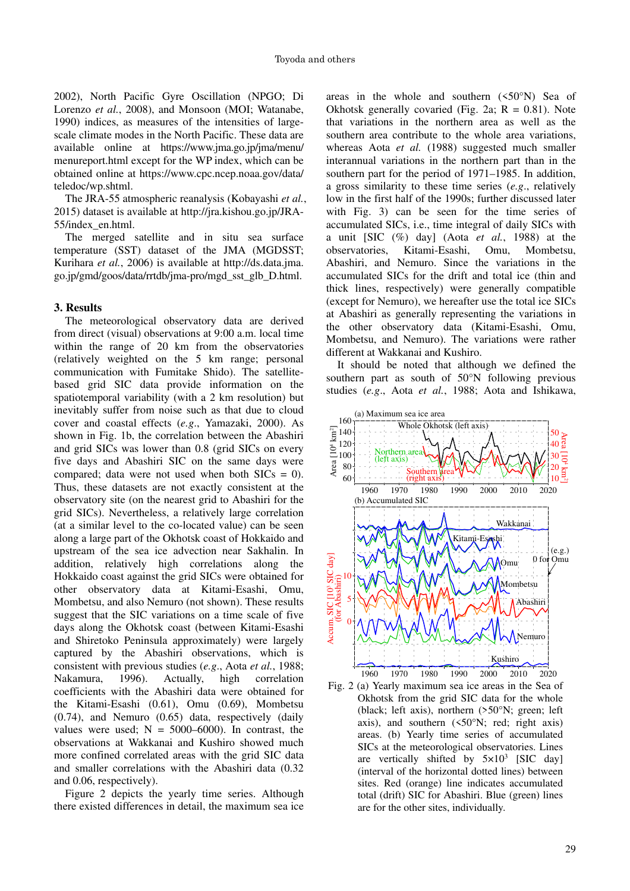2002), North Pacific Gyre Oscillation (NPGO; Di Lorenzo *et al.*, 2008), and Monsoon (MOI; Watanabe, 1990) indices, as measures of the intensities of large-scale climate modes in the North Pacific. These data are available online at https://www.jma.go.jp/jma/menu/menureport.html except for the WP index, which can be obtained online at https://www.cpc.ncep.noaa.gov/data/teledoc/wp.shtml.

The JRA-55 atmospheric reanalysis (Kobayashi *et al.*, 2015) dataset is available at http://jra.kishou.go.jp/JRA-55/index_en.html.

The merged satellite and in situ sea surface temperature (SST) dataset of the JMA (MGDSST; Kurihara *et al.*, 2006) is available at http://ds.data.jma.go.jp/gmd/goos/data/rrtdb/jma-pro/mgd_sst_glb_D.html.

## 3. Results

The meteorological observatory data are derived from direct (visual) observations at 9:00 a.m. local time within the range of 20 km from the observatories (relatively weighted on the 5 km range; personal communication with Fumitake Shido). The satellite-based grid SIC data provide information on the spatiotemporal variability (with a 2 km resolution) but inevitably suffer from noise such as that due to cloud cover and coastal effects (*e.g.*, Yamazaki, 2000). As shown in Fig. 1b, the correlation between the Abashiri and grid SICs was lower than 0.8 (grid SICs on every five days and Abashiri SIC on the same days were compared; data were not used when both SICs = 0). Thus, these datasets are not exactly consistent at the observatory site (on the nearest grid to Abashiri for the grid SICs). Nevertheless, a relatively large correlation (at a similar level to the co-located value) can be seen along a large part of the Okhotsk coast of Hokkaido and upstream of the sea ice advection near Sakhalin. In addition, relatively high correlations along the Hokkaido coast against the grid SICs were obtained for other observatory data at Kitami-Esashi, Omu, Mombetsu, and also Nemuro (not shown). These results suggest that the SIC variations on a time scale of five days along the Okhotsk coast (between Kitami-Esashi and Shiretoko Peninsula approximately) were largely captured by the Abashiri observations, which is consistent with previous studies (*e.g.*, Aota *et al.*, 1988; Nakamura, 1996). Actually, high correlation coefficients with the Abashiri data were obtained for the Kitami-Esashi (0.61), Omu (0.69), Mombetsu (0.74), and Nemuro (0.65) data, respectively (daily values were used; N = 5000–6000). In contrast, the observations at Wakkanai and Kushiro showed much more confined correlated areas with the grid SIC data and smaller correlations with the Abashiri data (0.32 and 0.06, respectively).

Figure 2 depicts the yearly time series. Although there existed differences in detail, the maximum sea ice areas in the whole and southern (<50°N) Sea of Okhotsk generally covaried (Fig. 2a; R = 0.81). Note that variations in the northern area as well as the southern area contribute to the whole area variations, whereas Aota *et al.* (1988) suggested much smaller interannual variations in the northern part than in the southern part for the period of 1971–1985. In addition, a gross similarity to these time series (*e.g.*, relatively low in the first half of the 1990s; further discussed later with Fig. 3) can be seen for the time series of accumulated SICs, i.e., time integral of daily SICs with a unit [SIC (%) day] (Aota *et al.*, 1988) at the observatories, Kitami-Esashi, Omu, Mombetsu, Abashiri, and Nemuro. Since the variations in the accumulated SICs for the drift and total ice (thin and thick lines, respectively) were generally compatible (except for Nemuro), we hereafter use the total ice SICs at Abashiri as generally representing the variations in the other observatory data (Kitami-Esashi, Omu, Mombetsu, and Nemuro). The variations were rather different at Wakkanai and Kushiro.

It should be noted that although we defined the southern part as south of 50°N following previous studies (*e.g.*, Aota *et al.*, 1988; Aota and Ishikawa,

(a) Maximum sea ice area
Whole Okhotsk (left axis)
Northern area (left axis)
Southern area (right axis)
Area [$10^4$ km$^2$]
160
140
120
100
80
60
50
40
30
20
10
Area [$10^4$ km$^2$]
1960 1970 1980 1990 2000 2010 2020

(b) Accumulated SIC
Wakkanai
Kitami-Esashi
Omu
(e.g.) 0 for Omu
Mombetsu
Abashiri
Nemuro
Kushiro
Accum. SIC [$10^3$ SIC day] (for Abashiri)
10
5
0
1960 1970 1980 1990 2000 2010 2020

Fig. 2 (a) Yearly maximum sea ice areas in the Sea of Okhotsk from the grid SIC data for the whole (black; left axis), northern (>50°N; green; left axis), and southern (<50°N; red; right axis) areas. (b) Yearly time series of accumulated SICs at the meteorological observatories. Lines are vertically shifted by 5×$10^3$ [SIC day] (interval of the horizontal dotted lines) between sites. Red (orange) line indicates accumulated total (drift) SIC for Abashiri. Blue (green) lines are for the other sites, individually.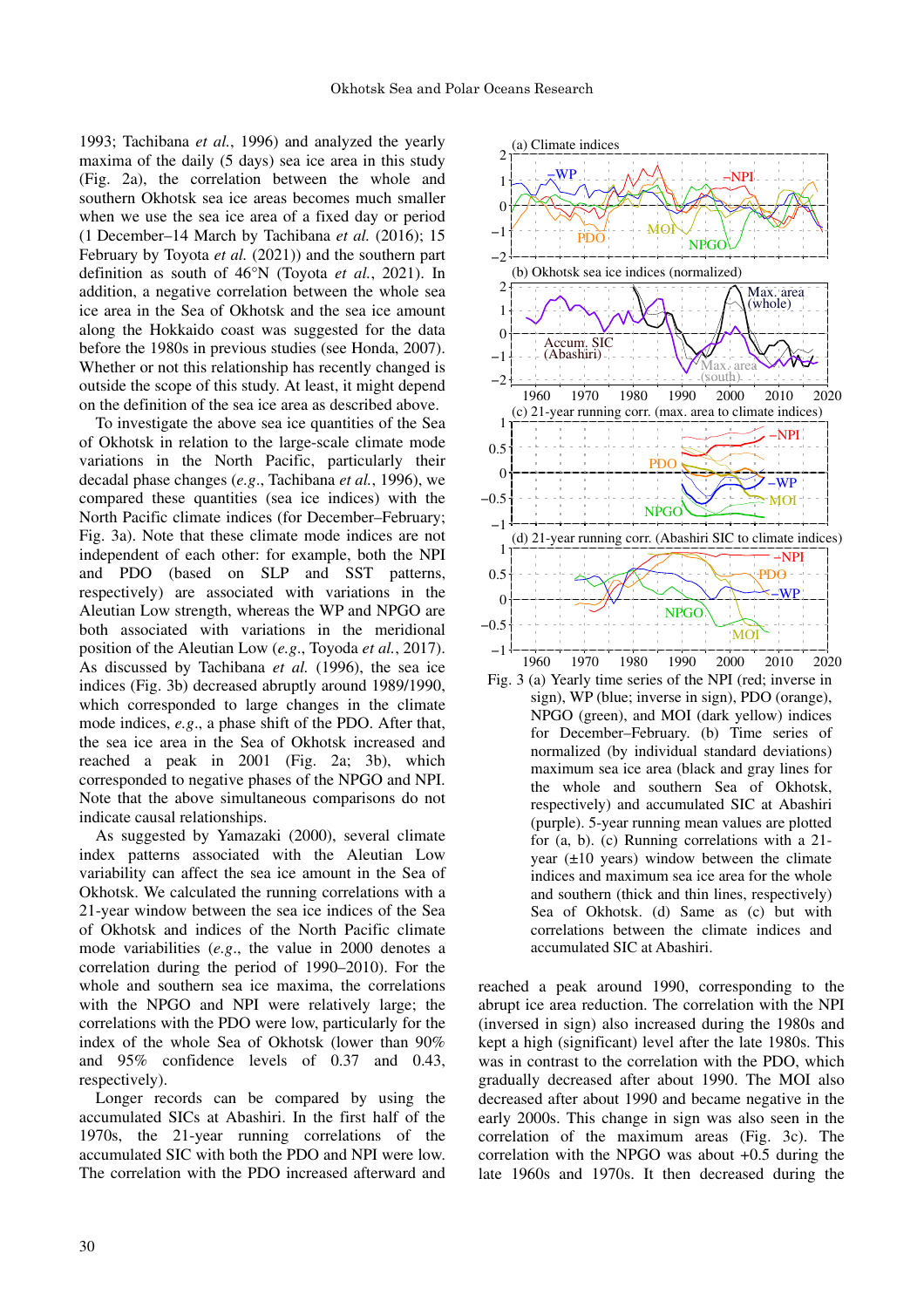1993; Tachibana *et al.*, 1996) and analyzed the yearly maxima of the daily (5 days) sea ice area in this study (Fig. 2a), the correlation between the whole and southern Okhotsk sea ice areas becomes much smaller when we use the sea ice area of a fixed day or period (1 December–14 March by Tachibana *et al.* (2016); 15 February by Toyota *et al.* (2021)) and the southern part definition as south of 46°N (Toyota *et al.*, 2021). In addition, a negative correlation between the whole sea ice area in the Sea of Okhotsk and the sea ice amount along the Hokkaido coast was suggested for the data before the 1980s in previous studies (see Honda, 2007). Whether or not this relationship has recently changed is outside the scope of this study. At least, it might depend on the definition of the sea ice area as described above.

To investigate the above sea ice quantities of the Sea of Okhotsk in relation to the large-scale climate mode variations in the North Pacific, particularly their decadal phase changes (*e.g.*, Tachibana *et al.*, 1996), we compared these quantities (sea ice indices) with the North Pacific climate indices (for December–February; Fig. 3a). Note that these climate mode indices are not independent of each other: for example, both the NPI and PDO (based on SLP and SST patterns, respectively) are associated with variations in the Aleutian Low strength, whereas the WP and NPGO are both associated with variations in the meridional position of the Aleutian Low (*e.g.*, Toyoda *et al.*, 2017). As discussed by Tachibana *et al.* (1996), the sea ice indices (Fig. 3b) decreased abruptly around 1989/1990, which corresponded to large changes in the climate mode indices, *e.g.*, a phase shift of the PDO. After that, the sea ice area in the Sea of Okhotsk increased and reached a peak in 2001 (Fig. 2a; 3b), which corresponded to negative phases of the NPGO and NPI. Note that the above simultaneous comparisons do not indicate causal relationships.

As suggested by Yamazaki (2000), several climate index patterns associated with the Aleutian Low variability can affect the sea ice amount in the Sea of Okhotsk. We calculated the running correlations with a 21-year window between the sea ice indices of the Sea of Okhotsk and indices of the North Pacific climate mode variabilities (*e.g.*, the value in 2000 denotes a correlation during the period of 1990–2010). For the whole and southern sea ice maxima, the correlations with the NPGO and NPI were relatively large; the correlations with the PDO were low, particularly for the index of the whole Sea of Okhotsk (lower than 90% and 95% confidence levels of 0.37 and 0.43, respectively).

Longer records can be compared by using the accumulated SICs at Abashiri. In the first half of the 1970s, the 21-year running correlations of the accumulated SIC with both the PDO and NPI were low. The correlation with the PDO increased afterward and reached a peak around 1990, corresponding to the abrupt ice area reduction. The correlation with the NPI (inversed in sign) also increased during the 1980s and kept a high (significant) level after the late 1980s. This was in contrast to the correlation with the PDO, which gradually decreased after about 1990. The MOI also decreased after about 1990 and became negative in the early 2000s. This change in sign was also seen in the correlation of the maximum areas (Fig. 3c). The correlation with the NPGO was about +0.5 during the late 1960s and 1970s. It then decreased during the

(a) Climate indices
2
1
0
−1
−2
−WP
−NPI
PDO
MOI
NPGO

(b) Okhotsk sea ice indices (normalized)
2
1
0
−1
−2
Max. area (whole)
Accum. SIC (Abashiri)
Max. area (south)
1960 1970 1980 1990 2000 2010 2020

(c) 21-year running corr. (max. area to climate indices)
1
0.5
0
−0.5
−1
−NPI
PDO
−WP
MOI
NPGO

(d) 21-year running corr. (Abashiri SIC to climate indices)
1
0.5
0
−0.5
−1
−NPI
PDO
−WP
NPGO
MOI
1960 1970 1980 1990 2000 2010 2020

Fig. 3 (a) Yearly time series of the NPI (red; inverse in sign), WP (blue; inverse in sign), PDO (orange), NPGO (green), and MOI (dark yellow) indices for December–February. (b) Time series of normalized (by individual standard deviations) maximum sea ice area (black and gray lines for the whole and southern Sea of Okhotsk, respectively) and accumulated SIC at Abashiri (purple). 5-year running mean values are plotted for (a, b). (c) Running correlations with a 21-year (±10 years) window between the climate indices and maximum sea ice area for the whole and southern (thick and thin lines, respectively) Sea of Okhotsk. (d) Same as (c) but with correlations between the climate indices and accumulated SIC at Abashiri.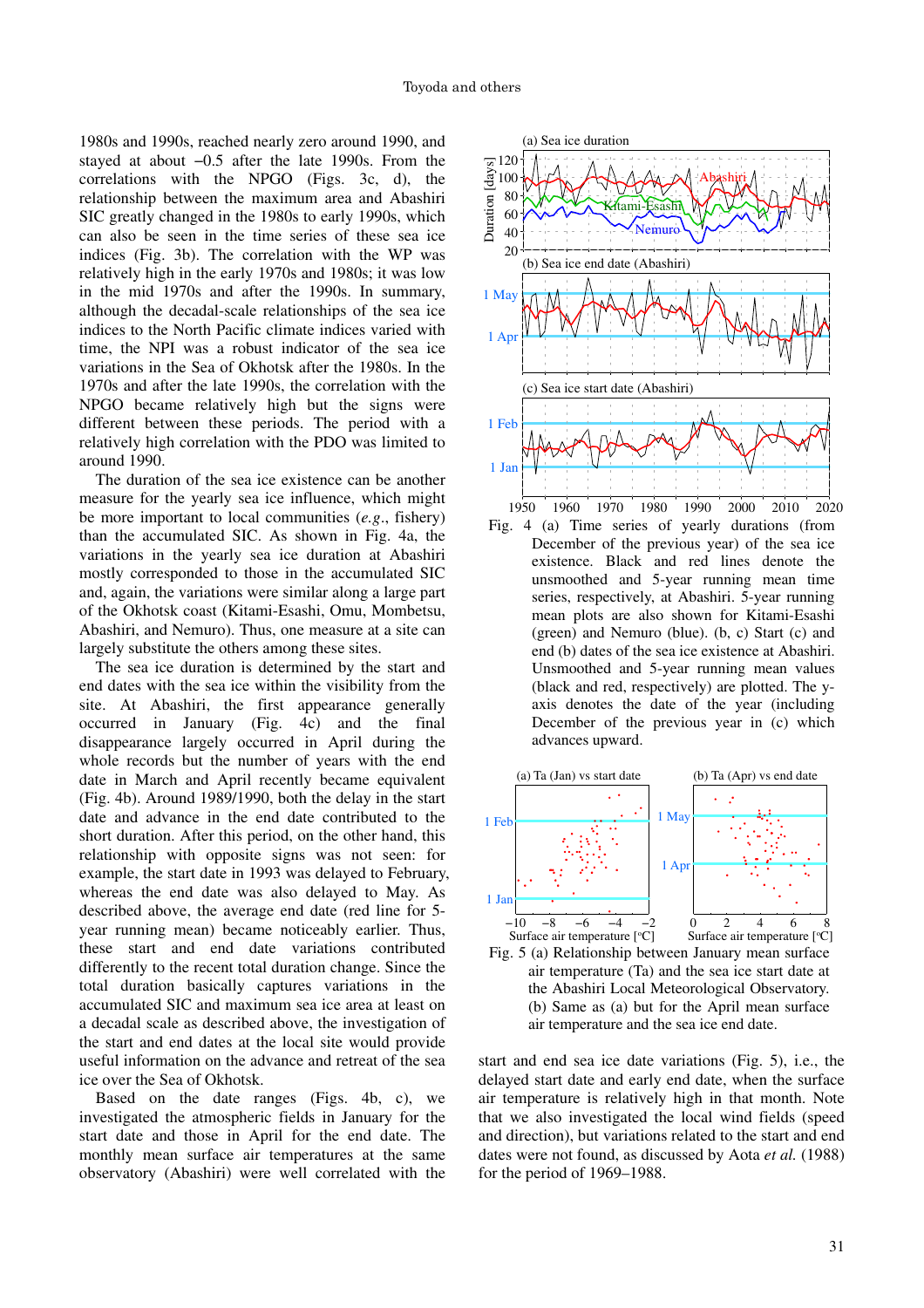1980s and 1990s, reached nearly zero around 1990, and stayed at about −0.5 after the late 1990s. From the correlations with the NPGO (Figs. 3c, d), the relationship between the maximum area and Abashiri SIC greatly changed in the 1980s to early 1990s, which can also be seen in the time series of these sea ice indices (Fig. 3b). The correlation with the WP was relatively high in the early 1970s and 1980s; it was low in the mid 1970s and after the 1990s. In summary, although the decadal-scale relationships of the sea ice indices to the North Pacific climate indices varied with time, the NPI was a robust indicator of the sea ice variations in the Sea of Okhotsk after the 1980s. In the 1970s and after the late 1990s, the correlation with the NPGO became relatively high but the signs were different between these periods. The period with a relatively high correlation with the PDO was limited to around 1990.

The duration of the sea ice existence can be another measure for the yearly sea ice influence, which might be more important to local communities (*e.g.*, fishery) than the accumulated SIC. As shown in Fig. 4a, the variations in the yearly sea ice duration at Abashiri mostly corresponded to those in the accumulated SIC and, again, the variations were similar along a large part of the Okhotsk coast (Kitami-Esashi, Omu, Mombetsu, Abashiri, and Nemuro). Thus, one measure at a site can largely substitute the others among these sites.

The sea ice duration is determined by the start and end dates with the sea ice within the visibility from the site. At Abashiri, the first appearance generally occurred in January (Fig. 4c) and the final disappearance largely occurred in April during the whole records but the number of years with the end date in March and April recently became equivalent (Fig. 4b). Around 1989/1990, both the delay in the start date and advance in the end date contributed to the short duration. After this period, on the other hand, this relationship with opposite signs was not seen: for example, the start date in 1993 was delayed to February, whereas the end date was also delayed to May. As described above, the average end date (red line for 5-year running mean) became noticeably earlier. Thus, these start and end date variations contributed differently to the recent total duration change. Since the total duration basically captures variations in the accumulated SIC and maximum sea ice area at least on a decadal scale as described above, the investigation of the start and end dates at the local site would provide useful information on the advance and retreat of the sea ice over the Sea of Okhotsk.

Based on the date ranges (Figs. 4b, c), we investigated the atmospheric fields in January for the start date and those in April for the end date. The monthly mean surface air temperatures at the same observatory (Abashiri) were well correlated with the start and end sea ice date variations (Fig. 5), i.e., the delayed start date and early end date, when the surface air temperature is relatively high in that month. Note that we also investigated the local wind fields (speed and direction), but variations related to the start and end dates were not found, as discussed by Aota *et al.* (1988) for the period of 1969–1988.

(a) Sea ice duration
Duration [days]
120
100
80
60
40
20
Abashiri
Kitami-Esashi
Nemuro
(b) Sea ice end date (Abashiri)
1 May
1 Apr
(c) Sea ice start date (Abashiri)
1 Feb
1 Jan
1950 1960 1970 1980 1990 2000 2010 2020

Fig. 4 (a) Time series of yearly durations (from December of the previous year) of the sea ice existence. Black and red lines denote the unsmoothed and 5-year running mean time series, respectively, at Abashiri. 5-year running mean plots are also shown for Kitami-Esashi (green) and Nemuro (blue). (b, c) Start (c) and end (b) dates of the sea ice existence at Abashiri. Unsmoothed and 5-year running mean values (black and red, respectively) are plotted. The y-axis denotes the date of the year (including December of the previous year in (c) which advances upward.

(a) Ta (Jan) vs start date
1 Feb
1 Jan
−10 −8 −6 −4 −2
Surface air temperature [°C]
(b) Ta (Apr) vs end date
1 May
1 Apr
0 2 4 6 8
Surface air temperature [°C]

Fig. 5 (a) Relationship between January mean surface air temperature (Ta) and the sea ice start date at the Abashiri Local Meteorological Observatory. (b) Same as (a) but for the April mean surface air temperature and the sea ice end date.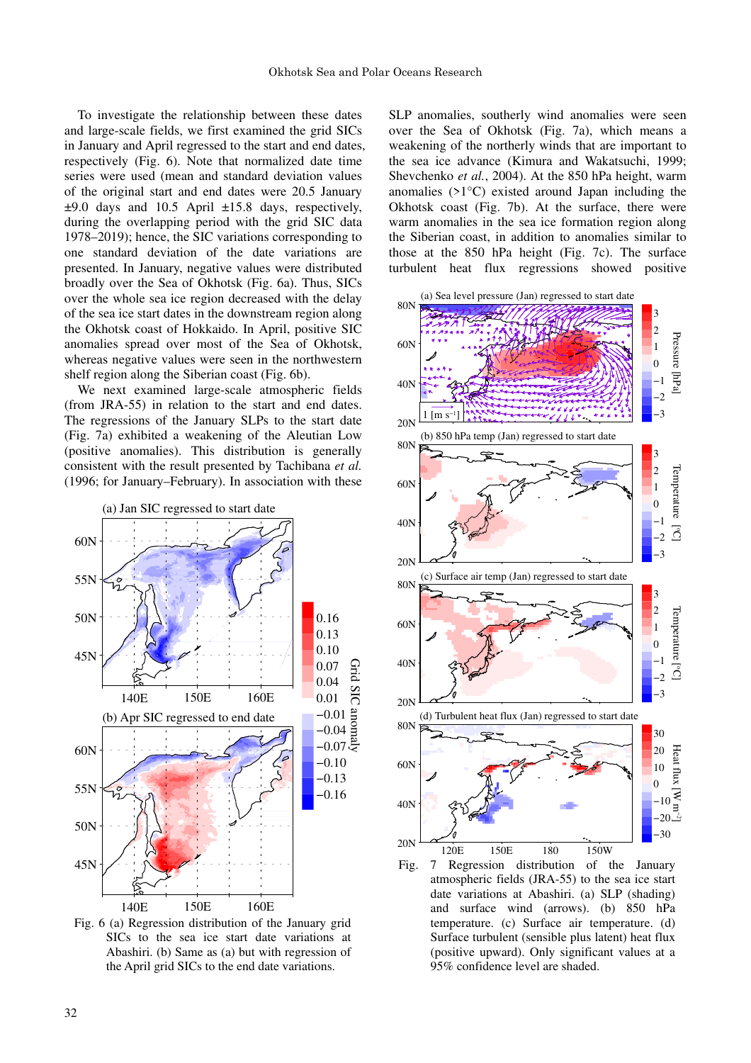To investigate the relationship between these dates and large-scale fields, we first examined the grid SICs in January and April regressed to the start and end dates, respectively (Fig. 6). Note that normalized date time series were used (mean and standard deviation values of the original start and end dates were 20.5 January ±9.0 days and 10.5 April ±15.8 days, respectively, during the overlapping period with the grid SIC data 1978–2019); hence, the SIC variations corresponding to one standard deviation of the date variations are presented. In January, negative values were distributed broadly over the Sea of Okhotsk (Fig. 6a). Thus, SICs over the whole sea ice region decreased with the delay of the sea ice start dates in the downstream region along the Okhotsk coast of Hokkaido. In April, positive SIC anomalies spread over most of the Sea of Okhotsk, whereas negative values were seen in the northwestern shelf region along the Siberian coast (Fig. 6b).

We next examined large-scale atmospheric fields (from JRA-55) in relation to the start and end dates. The regressions of the January SLPs to the start date (Fig. 7a) exhibited a weakening of the Aleutian Low (positive anomalies). This distribution is generally consistent with the result presented by Tachibana *et al.* (1996; for January–February). In association with these SLP anomalies, southerly wind anomalies were seen over the Sea of Okhotsk (Fig. 7a), which means a weakening of the northerly winds that are important to the sea ice advance (Kimura and Wakatsuchi, 1999; Shevchenko *et al.*, 2004). At the 850 hPa height, warm anomalies (>1°C) existed around Japan including the Okhotsk coast (Fig. 7b). At the surface, there were warm anomalies in the sea ice formation region along the Siberian coast, in addition to anomalies similar to those at the 850 hPa height (Fig. 7c). The surface turbulent heat flux regressions showed positive

(a) Jan SIC regressed to start date

60N
55N
50N
45N
140E 150E 160E

(b) Apr SIC regressed to end date

60N
55N
50N
45N
140E 150E 160E

0.16
0.13
0.10
0.07
0.04
0.01
−0.01
−0.04
−0.07
−0.10
−0.13
−0.16
Grid SIC anomaly

Fig. 6 (a) Regression distribution of the January grid SICs to the sea ice start date variations at Abashiri. (b) Same as (a) but with regression of the April grid SICs to the end date variations.

(a) Sea level pressure (Jan) regressed to start date

80N
60N
40N
20N
1 [m s⁻¹]
3 2 1 0 −1 −2 −3
Pressure [hPa]

(b) 850 hPa temp (Jan) regressed to start date

80N
60N
40N
20N
3 2 1 0 −1 −2 −3
Temperature [°C]

(c) Surface air temp (Jan) regressed to start date

80N
60N
40N
20N
3 2 1 0 −1 −2 −3
Temperature [°C]

(d) Turbulent heat flux (Jan) regressed to start date

80N
60N
40N
20N
120E 150E 180 150W
30 20 10 0 −10 −20 −30
Heat flux [W m⁻²]

Fig. 7 Regression distribution of the January atmospheric fields (JRA-55) to the sea ice start date variations at Abashiri. (a) SLP (shading) and surface wind (arrows). (b) 850 hPa temperature. (c) Surface air temperature. (d) Surface turbulent (sensible plus latent) heat flux (positive upward). Only significant values at a 95% confidence level are shaded.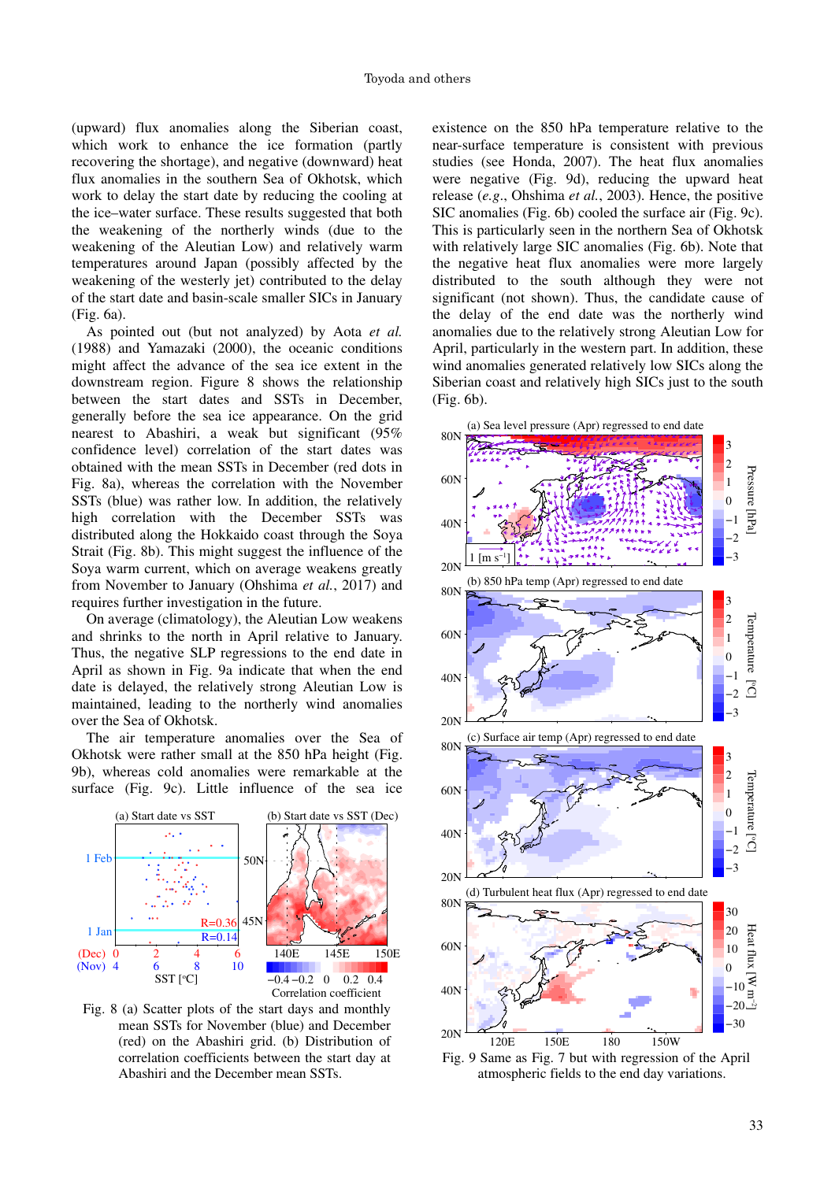(upward) flux anomalies along the Siberian coast, which work to enhance the ice formation (partly recovering the shortage), and negative (downward) heat flux anomalies in the southern Sea of Okhotsk, which work to delay the start date by reducing the cooling at the ice–water surface. These results suggested that both the weakening of the northerly winds (due to the weakening of the Aleutian Low) and relatively warm temperatures around Japan (possibly affected by the weakening of the westerly jet) contributed to the delay of the start date and basin-scale smaller SICs in January (Fig. 6a).

As pointed out (but not analyzed) by Aota *et al.* (1988) and Yamazaki (2000), the oceanic conditions might affect the advance of the sea ice extent in the downstream region. Figure 8 shows the relationship between the start dates and SSTs in December, generally before the sea ice appearance. On the grid nearest to Abashiri, a weak but significant (95% confidence level) correlation of the start dates was obtained with the mean SSTs in December (red dots in Fig. 8a), whereas the correlation with the November SSTs (blue) was rather low. In addition, the relatively high correlation with the December SSTs was distributed along the Hokkaido coast through the Soya Strait (Fig. 8b). This might suggest the influence of the Soya warm current, which on average weakens greatly from November to January (Ohshima *et al.*, 2017) and requires further investigation in the future.

On average (climatology), the Aleutian Low weakens and shrinks to the north in April relative to January. Thus, the negative SLP regressions to the end date in April as shown in Fig. 9a indicate that when the end date is delayed, the relatively strong Aleutian Low is maintained, leading to the northerly wind anomalies over the Sea of Okhotsk.

The air temperature anomalies over the Sea of Okhotsk were rather small at the 850 hPa height (Fig. 9b), whereas cold anomalies were remarkable at the surface (Fig. 9c). Little influence of the sea ice existence on the 850 hPa temperature relative to the near-surface temperature is consistent with previous studies (see Honda, 2007). The heat flux anomalies were negative (Fig. 9d), reducing the upward heat release (*e.g.*, Ohshima *et al.*, 2003). Hence, the positive SIC anomalies (Fig. 6b) cooled the surface air (Fig. 9c). This is particularly seen in the northern Sea of Okhotsk with relatively large SIC anomalies (Fig. 6b). Note that the negative heat flux anomalies were more largely distributed to the south although they were not significant (not shown). Thus, the candidate cause of the delay of the end date was the northerly wind anomalies due to the relatively strong Aleutian Low for April, particularly in the western part. In addition, these wind anomalies generated relatively low SICs along the Siberian coast and relatively high SICs just to the south (Fig. 6b).

(a) Start date vs SST
1 Feb
1 Jan
R=0.36
R=0.14
(Dec) 0 2 4 6
(Nov) 4 6 8 10
SST [°C]

(b) Start date vs SST (Dec)
50N
45N
140E 145E 150E
−0.4 −0.2 0 0.2 0.4
Correlation coefficient

Fig. 8 (a) Scatter plots of the start days and monthly mean SSTs for November (blue) and December (red) on the Abashiri grid. (b) Distribution of correlation coefficients between the start day at Abashiri and the December mean SSTs.

(a) Sea level pressure (Apr) regressed to end date
1 [m s⁻¹]
Pressure [hPa]
(b) 850 hPa temp (Apr) regressed to end date
Temperature [°C]
(c) Surface air temp (Apr) regressed to end date
Temperature [°C]
(d) Turbulent heat flux (Apr) regressed to end date
Heat flux [W m⁻²]
80N 60N 40N 20N
120E 150E 180 150W
3 2 1 0 −1 −2 −3
30 20 10 0 −10 −20 −30

Fig. 9 Same as Fig. 7 but with regression of the April atmospheric fields to the end day variations.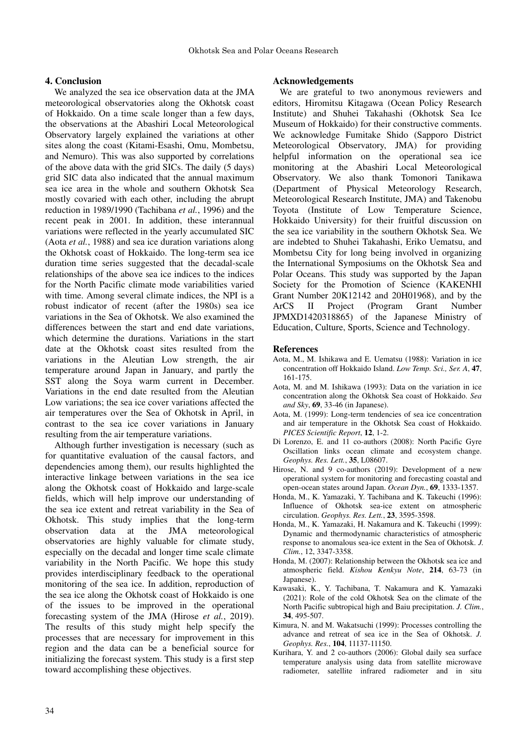## 4. Conclusion

We analyzed the sea ice observation data at the JMA meteorological observatories along the Okhotsk coast of Hokkaido. On a time scale longer than a few days, the observations at the Abashiri Local Meteorological Observatory largely explained the variations at other sites along the coast (Kitami-Esashi, Omu, Mombetsu, and Nemuro). This was also supported by correlations of the above data with the grid SICs. The daily (5 days) grid SIC data also indicated that the annual maximum sea ice area in the whole and southern Okhotsk Sea mostly covaried with each other, including the abrupt reduction in 1989/1990 (Tachibana *et al.*, 1996) and the recent peak in 2001. In addition, these interannual variations were reflected in the yearly accumulated SIC (Aota *et al.*, 1988) and sea ice duration variations along the Okhotsk coast of Hokkaido. The long-term sea ice duration time series suggested that the decadal-scale relationships of the above sea ice indices to the indices for the North Pacific climate mode variabilities varied with time. Among several climate indices, the NPI is a robust indicator of recent (after the 1980s) sea ice variations in the Sea of Okhotsk. We also examined the differences between the start and end date variations, which determine the durations. Variations in the start date at the Okhotsk coast sites resulted from the variations in the Aleutian Low strength, the air temperature around Japan in January, and partly the SST along the Soya warm current in December. Variations in the end date resulted from the Aleutian Low variations; the sea ice cover variations affected the air temperatures over the Sea of Okhotsk in April, in contrast to the sea ice cover variations in January resulting from the air temperature variations.

Although further investigation is necessary (such as for quantitative evaluation of the causal factors, and dependencies among them), our results highlighted the interactive linkage between variations in the sea ice along the Okhotsk coast of Hokkaido and large-scale fields, which will help improve our understanding of the sea ice extent and retreat variability in the Sea of Okhotsk. This study implies that the long-term observation data at the JMA meteorological observatories are highly valuable for climate study, especially on the decadal and longer time scale climate variability in the North Pacific. We hope this study provides interdisciplinary feedback to the operational monitoring of the sea ice. In addition, reproduction of the sea ice along the Okhotsk coast of Hokkaido is one of the issues to be improved in the operational forecasting system of the JMA (Hirose *et al.*, 2019). The results of this study might help specify the processes that are necessary for improvement in this region and the data can be a beneficial source for initializing the forecast system. This study is a first step toward accomplishing these objectives.

## Acknowledgements

We are grateful to two anonymous reviewers and editors, Hiromitsu Kitagawa (Ocean Policy Research Institute) and Shuhei Takahashi (Okhotsk Sea Ice Museum of Hokkaido) for their constructive comments. We acknowledge Fumitake Shido (Sapporo District Meteorological Observatory, JMA) for providing helpful information on the operational sea ice monitoring at the Abashiri Local Meteorological Observatory. We also thank Tomonori Tanikawa (Department of Physical Meteorology Research, Meteorological Research Institute, JMA) and Takenobu Toyota (Institute of Low Temperature Science, Hokkaido University) for their fruitful discussion on the sea ice variability in the southern Okhotsk Sea. We are indebted to Shuhei Takahashi, Eriko Uematsu, and Mombetsu City for long being involved in organizing the International Symposiums on the Okhotsk Sea and Polar Oceans. This study was supported by the Japan Society for the Promotion of Science (KAKENHI Grant Number 20K12142 and 20H01968), and by the ArCS II Project (Program Grant Number JPMXD1420318865) of the Japanese Ministry of Education, Culture, Sports, Science and Technology.

## References

Aota, M., M. Ishikawa and E. Uematsu (1988): Variation in ice concentration off Hokkaido Island. *Low Temp. Sci., Ser. A*, **47**, 161-175.

Aota, M. and M. Ishikawa (1993): Data on the variation in ice concentration along the Okhotsk Sea coast of Hokkaido. *Sea and Sky*, **69**, 33-46 (in Japanese).

Aota, M. (1999): Long-term tendencies of sea ice concentration and air temperature in the Okhotsk Sea coast of Hokkaido. *PICES Scientific Report*, **12**, 1-2.

Di Lorenzo, E. and 11 co-authors (2008): North Pacific Gyre Oscillation links ocean climate and ecosystem change. *Geophys. Res. Lett.*, **35**, L08607.

Hirose, N. and 9 co-authors (2019): Development of a new operational system for monitoring and forecasting coastal and open-ocean states around Japan. *Ocean Dyn.*, **69**, 1333-1357.

Honda, M., K. Yamazaki, Y. Tachibana and K. Takeuchi (1996): Influence of Okhotsk sea-ice extent on atmospheric circulation. *Geophys. Res. Lett.*, **23**, 3595-3598.

Honda, M., K. Yamazaki, H. Nakamura and K. Takeuchi (1999): Dynamic and thermodynamic characteristics of atmospheric response to anomalous sea-ice extent in the Sea of Okhotsk. *J. Clim.*, 12, 3347-3358.

Honda, M. (2007): Relationship between the Okhotsk sea ice and atmospheric field. *Kishou Kenkyu Note*, **214**, 63-73 (in Japanese).

Kawasaki, K., Y. Tachibana, T. Nakamura and K. Yamazaki (2021): Role of the cold Okhotsk Sea on the climate of the North Pacific subtropical high and Baiu precipitation. *J. Clim.*, **34**, 495-507.

Kimura, N. and M. Wakatsuchi (1999): Processes controlling the advance and retreat of sea ice in the Sea of Okhotsk. *J. Geophys. Res.*, **104**, 11137-11150.

Kurihara, Y. and 2 co-authors (2006): Global daily sea surface temperature analysis using data from satellite microwave radiometer, satellite infrared radiometer and in situ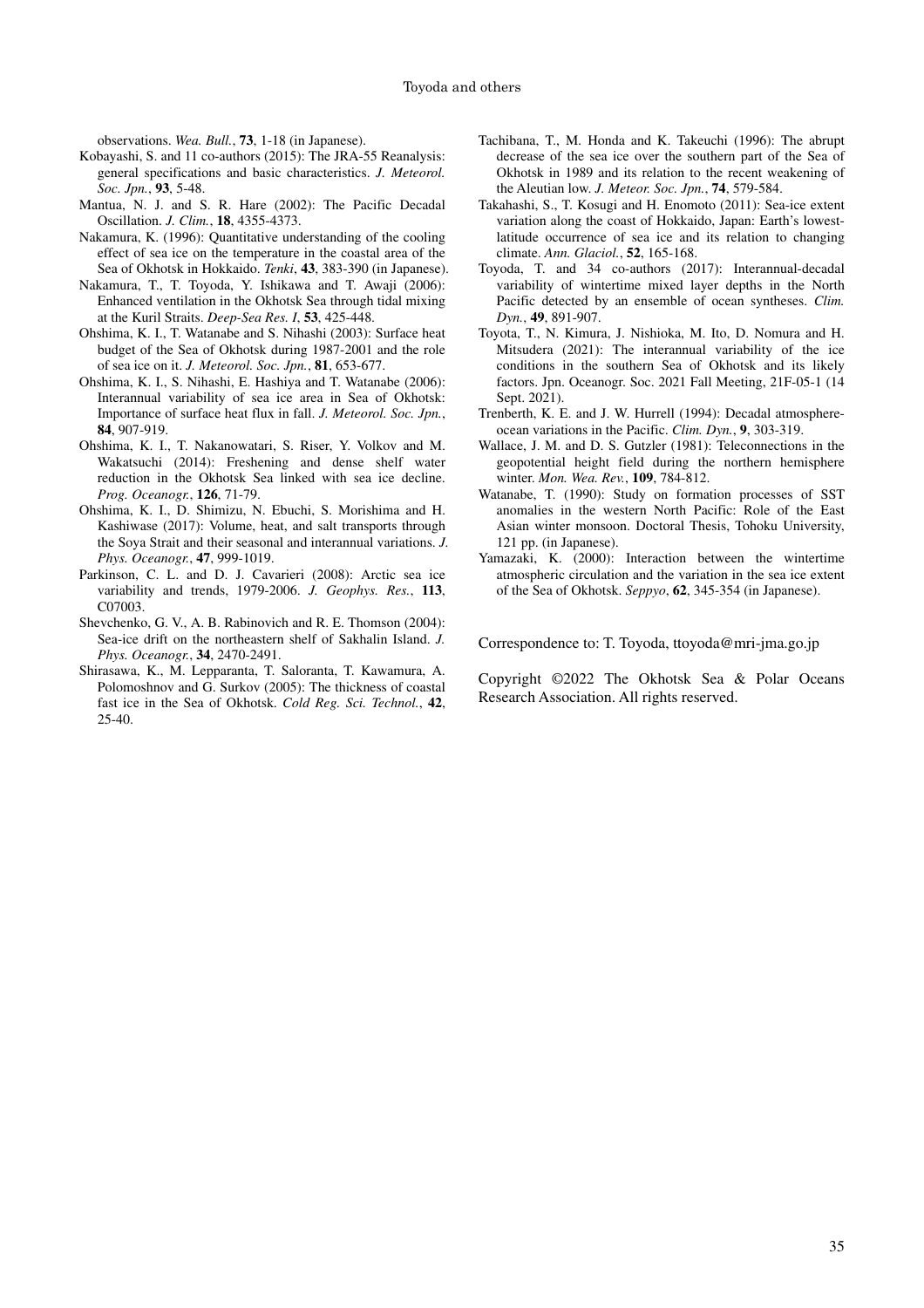observations. *Wea. Bull.*, **73**, 1-18 (in Japanese).

Kobayashi, S. and 11 co-authors (2015): The JRA-55 Reanalysis: general specifications and basic characteristics. *J. Meteorol. Soc. Jpn.*, **93**, 5-48.

Mantua, N. J. and S. R. Hare (2002): The Pacific Decadal Oscillation. *J. Clim.*, **18**, 4355-4373.

Nakamura, K. (1996): Quantitative understanding of the cooling effect of sea ice on the temperature in the coastal area of the Sea of Okhotsk in Hokkaido. *Tenki*, **43**, 383-390 (in Japanese).

Nakamura, T., T. Toyoda, Y. Ishikawa and T. Awaji (2006): Enhanced ventilation in the Okhotsk Sea through tidal mixing at the Kuril Straits. *Deep-Sea Res. I*, **53**, 425-448.

Ohshima, K. I., T. Watanabe and S. Nihashi (2003): Surface heat budget of the Sea of Okhotsk during 1987-2001 and the role of sea ice on it. *J. Meteorol. Soc. Jpn.*, **81**, 653-677.

Ohshima, K. I., S. Nihashi, E. Hashiya and T. Watanabe (2006): Interannual variability of sea ice area in Sea of Okhotsk: Importance of surface heat flux in fall. *J. Meteorol. Soc. Jpn.*, **84**, 907-919.

Ohshima, K. I., T. Nakanowatari, S. Riser, Y. Volkov and M. Wakatsuchi (2014): Freshening and dense shelf water reduction in the Okhotsk Sea linked with sea ice decline. *Prog. Oceanogr.*, **126**, 71-79.

Ohshima, K. I., D. Shimizu, N. Ebuchi, S. Morishima and H. Kashiwase (2017): Volume, heat, and salt transports through the Soya Strait and their seasonal and interannual variations. *J. Phys. Oceanogr.*, **47**, 999-1019.

Parkinson, C. L. and D. J. Cavarieri (2008): Arctic sea ice variability and trends, 1979-2006. *J. Geophys. Res.*, **113**, C07003.

Shevchenko, G. V., A. B. Rabinovich and R. E. Thomson (2004): Sea-ice drift on the northeastern shelf of Sakhalin Island. *J. Phys. Oceanogr.*, **34**, 2470-2491.

Shirasawa, K., M. Lepparanta, T. Saloranta, T. Kawamura, A. Polomoshnov and G. Surkov (2005): The thickness of coastal fast ice in the Sea of Okhotsk. *Cold Reg. Sci. Technol.*, **42**, 25-40.

Tachibana, T., M. Honda and K. Takeuchi (1996): The abrupt decrease of the sea ice over the southern part of the Sea of Okhotsk in 1989 and its relation to the recent weakening of the Aleutian low. *J. Meteor. Soc. Jpn.*, **74**, 579-584.

Takahashi, S., T. Kosugi and H. Enomoto (2011): Sea-ice extent variation along the coast of Hokkaido, Japan: Earth's lowest-latitude occurrence of sea ice and its relation to changing climate. *Ann. Glaciol.*, **52**, 165-168.

Toyoda, T. and 34 co-authors (2017): Interannual-decadal variability of wintertime mixed layer depths in the North Pacific detected by an ensemble of ocean syntheses. *Clim. Dyn.*, **49**, 891-907.

Toyota, T., N. Kimura, J. Nishioka, M. Ito, D. Nomura and H. Mitsudera (2021): The interannual variability of the ice conditions in the southern Sea of Okhotsk and its likely factors. Jpn. Oceanogr. Soc. 2021 Fall Meeting, 21F-05-1 (14 Sept. 2021).

Trenberth, K. E. and J. W. Hurrell (1994): Decadal atmosphere-ocean variations in the Pacific. *Clim. Dyn.*, **9**, 303-319.

Wallace, J. M. and D. S. Gutzler (1981): Teleconnections in the geopotential height field during the northern hemisphere winter. *Mon. Wea. Rev.*, **109**, 784-812.

Watanabe, T. (1990): Study on formation processes of SST anomalies in the western North Pacific: Role of the East Asian winter monsoon. Doctoral Thesis, Tohoku University, 121 pp. (in Japanese).

Yamazaki, K. (2000): Interaction between the wintertime atmospheric circulation and the variation in the sea ice extent of the Sea of Okhotsk. *Seppyo*, **62**, 345-354 (in Japanese).

Correspondence to: T. Toyoda, ttoyoda@mri-jma.go.jp

Copyright ©2022 The Okhotsk Sea & Polar Oceans Research Association. All rights reserved.